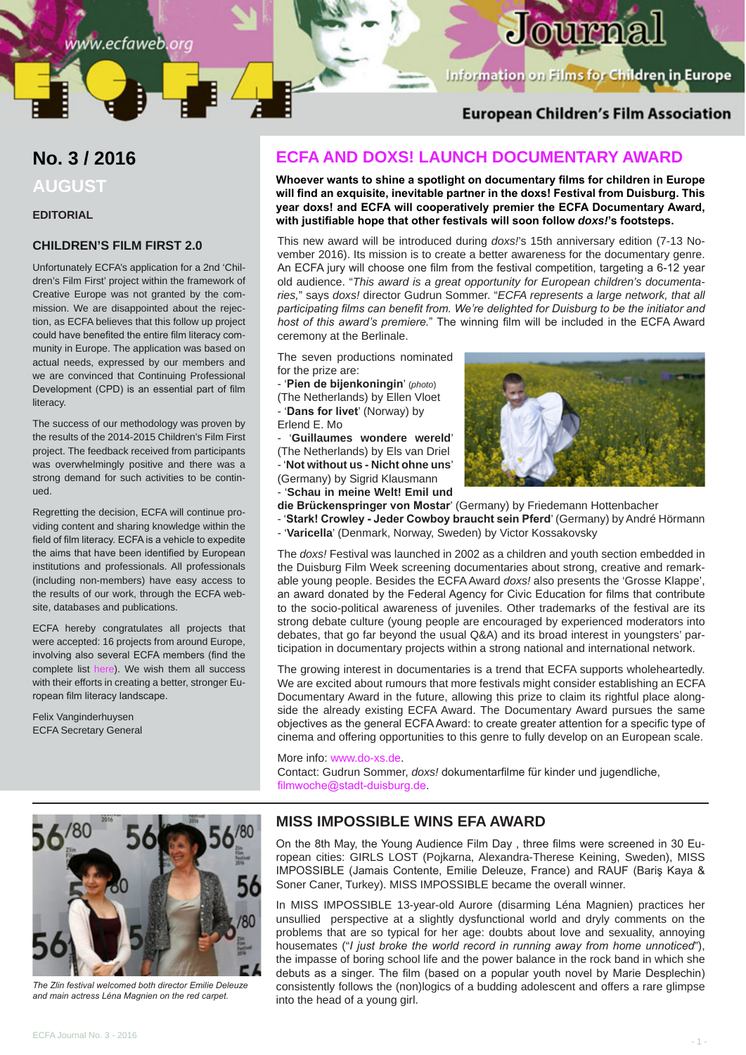www.ecfaweb.org

# Journal

Information on Films for Children in Europe

European Children's Film Association

## No. 3 / 2016

AUGUST

**EDITORIAL**

### CHILDREN'S FILM FIRST 2.0

Unfortunately ECFA's application for a 2nd 'Children's Film First' project within the framework of Creative Europe was not granted by the commission. We are disappointed about the rejection, as ECFA believes that this follow up project could have benefited the entire film literacy community in Europe. The application was based on actual needs, expressed by our members and we are convinced that Continuing Professional Development (CPD) is an essential part of film literacy.

The success of our methodology was proven by the results of the 2014-2015 Children's Film First project. The feedback received from participants was overwhelmingly positive and there was a strong demand for such activities to be continued.

Regretting the decision, ECFA will continue providing content and sharing knowledge within the field of film literacy. ECFA is a vehicle to expedite the aims that have been identified by European institutions and professionals. All professionals (including non-members) have easy access to the results of our work, through the ECFA website, databases and publications.

ECFA hereby congratulates all projects that were accepted: 16 projects from around Europe, involving also several ECFA members (find the complete list here). We wish them all success with their efforts in creating a better, stronger European film literacy landscape.

Felix Vanginderhuysen
ECFA Secretary General

## ECFA AND DOXS! LAUNCH DOCUMENTARY AWARD

**Whoever wants to shine a spotlight on documentary films for children in Europe will find an exquisite, inevitable partner in the doxs! Festival from Duisburg. This year doxs! and ECFA will cooperatively premier the ECFA Documentary Award, with justifiable hope that other festivals will soon follow *doxs!*'s footsteps.**

This new award will be introduced during *doxs!*'s 15th anniversary edition (7-13 November 2016). Its mission is to create a better awareness for the documentary genre. An ECFA jury will choose one film from the festival competition, targeting a 6-12 year old audience. "*This award is a great opportunity for European children's documentaries,*" says *doxs!* director Gudrun Sommer. "*ECFA represents a large network, that all participating films can benefit from. We're delighted for Duisburg to be the initiator and host of this award's premiere.*" The winning film will be included in the ECFA Award ceremony at the Berlinale.

The seven productions nominated for the prize are:

- '**Pien de bijenkoningin**' (*photo*) (The Netherlands) by Ellen Vloet
- '**Dans for livet**' (Norway) by Erlend E. Mo
- '**Guillaumes wondere wereld**' (The Netherlands) by Els van Driel
- '**Not without us - Nicht ohne uns**' (Germany) by Sigrid Klausmann
- '**Schau in meine Welt! Emil und die Brückenspringer von Mostar**' (Germany) by Friedemann Hottenbacher
- '**Stark! Crowley - Jeder Cowboy braucht sein Pferd**' (Germany) by André Hörmann
- '**Varicella**' (Denmark, Norway, Sweden) by Victor Kossakovsky

The *doxs!* Festival was launched in 2002 as a children and youth section embedded in the Duisburg Film Week screening documentaries about strong, creative and remarkable young people. Besides the ECFA Award *doxs!* also presents the 'Grosse Klappe', an award donated by the Federal Agency for Civic Education for films that contribute to the socio-political awareness of juveniles. Other trademarks of the festival are its strong debate culture (young people are encouraged by experienced moderators into debates, that go far beyond the usual Q&A) and its broad interest in youngsters' participation in documentary projects within a strong national and international network.

The growing interest in documentaries is a trend that ECFA supports wholeheartedly. We are excited about rumours that more festivals might consider establishing an ECFA Documentary Award in the future, allowing this prize to claim its rightful place alongside the already existing ECFA Award. The Documentary Award pursues the same objectives as the general ECFA Award: to create greater attention for a specific type of cinema and offering opportunities to this genre to fully develop on an European scale.

More info: www.do-xs.de.
Contact: Gudrun Sommer, *doxs!* dokumentarfilme für kinder und jugendliche, filmwoche@stadt-duisburg.de.

*The Zlin festival welcomed both director Emilie Deleuze and main actress Léna Magnien on the red carpet.*

## MISS IMPOSSIBLE WINS EFA AWARD

On the 8th May, the Young Audience Film Day , three films were screened in 30 European cities: GIRLS LOST (Pojkarna, Alexandra-Therese Keining, Sweden), MISS IMPOSSIBLE (Jamais Contente, Emilie Deleuze, France) and RAUF (Bariş Kaya & Soner Caner, Turkey). MISS IMPOSSIBLE became the overall winner.

In MISS IMPOSSIBLE 13-year-old Aurore (disarming Léna Magnien) practices her unsullied perspective at a slightly dysfunctional world and dryly comments on the problems that are so typical for her age: doubts about love and sexuality, annoying housemates ("*I just broke the world record in running away from home unnoticed*"), the impasse of boring school life and the power balance in the rock band in which she debuts as a singer. The film (based on a popular youth novel by Marie Desplechin) consistently follows the (non)logics of a budding adolescent and offers a rare glimpse into the head of a young girl.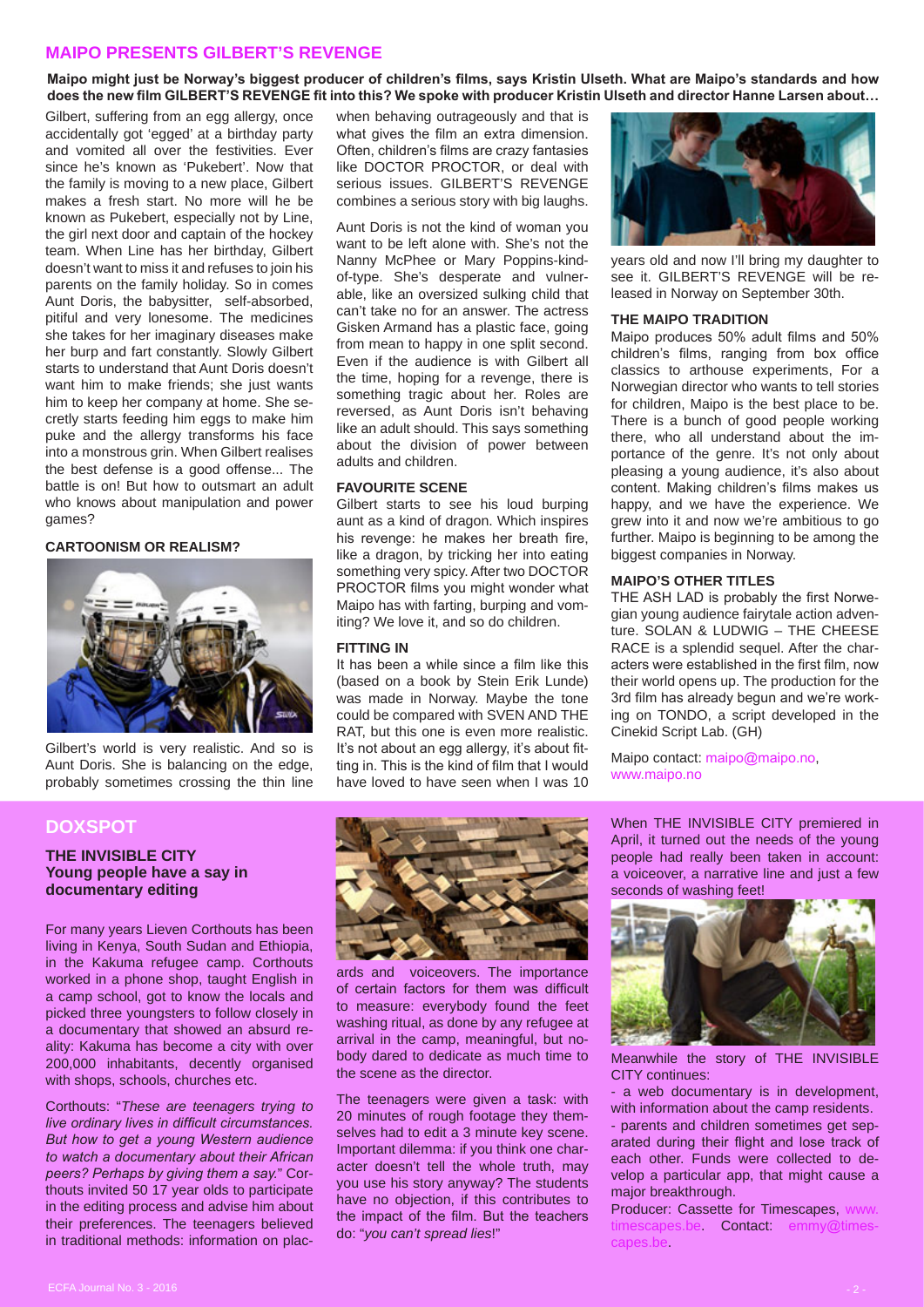## MAIPO PRESENTS GILBERT'S REVENGE

**Maipo might just be Norway's biggest producer of children's films, says Kristin Ulseth. What are Maipo's standards and how does the new film GILBERT'S REVENGE fit into this? We spoke with producer Kristin Ulseth and director Hanne Larsen about…**

Gilbert, suffering from an egg allergy, once accidentally got 'egged' at a birthday party and vomited all over the festivities. Ever since he's known as 'Pukebert'. Now that the family is moving to a new place, Gilbert makes a fresh start. No more will he be known as Pukebert, especially not by Line, the girl next door and captain of the hockey team. When Line has her birthday, Gilbert doesn't want to miss it and refuses to join his parents on the family holiday. So in comes Aunt Doris, the babysitter, self-absorbed, pitiful and very lonesome. The medicines she takes for her imaginary diseases make her burp and fart constantly. Slowly Gilbert starts to understand that Aunt Doris doesn't want him to make friends; she just wants him to keep her company at home. She secretly starts feeding him eggs to make him puke and the allergy transforms his face into a monstrous grin. When Gilbert realises the best defense is a good offense... The battle is on! But how to outsmart an adult who knows about manipulation and power games?

### CARTOONISM OR REALISM?

Gilbert's world is very realistic. And so is Aunt Doris. She is balancing on the edge, probably sometimes crossing the thin line when behaving outrageously and that is what gives the film an extra dimension. Often, children's films are crazy fantasies like DOCTOR PROCTOR, or deal with serious issues. GILBERT'S REVENGE combines a serious story with big laughs.

Aunt Doris is not the kind of woman you want to be left alone with. She's not the Nanny McPhee or Mary Poppins-kind-of-type. She's desperate and vulnerable, like an oversized sulking child that can't take no for an answer. The actress Gisken Armand has a plastic face, going from mean to happy in one split second. Even if the audience is with Gilbert all the time, hoping for a revenge, there is something tragic about her. Roles are reversed, as Aunt Doris isn't behaving like an adult should. This says something about the division of power between adults and children.

### FAVOURITE SCENE

Gilbert starts to see his loud burping aunt as a kind of dragon. Which inspires his revenge: he makes her breath fire, like a dragon, by tricking her into eating something very spicy. After two DOCTOR PROCTOR films you might wonder what Maipo has with farting, burping and vomiting? We love it, and so do children.

### FITTING IN

It has been a while since a film like this (based on a book by Stein Erik Lunde) was made in Norway. Maybe the tone could be compared with SVEN AND THE RAT, but this one is even more realistic. It's not about an egg allergy, it's about fitting in. This is the kind of film that I would have loved to have seen when I was 10 years old and now I'll bring my daughter to see it. GILBERT'S REVENGE will be released in Norway on September 30th.

### THE MAIPO TRADITION

Maipo produces 50% adult films and 50% children's films, ranging from box office classics to arthouse experiments, For a Norwegian director who wants to tell stories for children, Maipo is the best place to be. There is a bunch of good people working there, who all understand about the importance of the genre. It's not only about pleasing a young audience, it's also about content. Making children's films makes us happy, and we have the experience. We grew into it and now we're ambitious to go further. Maipo is beginning to be among the biggest companies in Norway.

### MAIPO'S OTHER TITLES

THE ASH LAD is probably the first Norwegian young audience fairytale action adventure. SOLAN & LUDWIG – THE CHEESE RACE is a splendid sequel. After the characters were established in the first film, now their world opens up. The production for the 3rd film has already begun and we're working on TONDO, a script developed in the Cinekid Script Lab. (GH)

Maipo contact: maipo@maipo.no, www.maipo.no

## DOXSPOT

### THE INVISIBLE CITY
### Young people have a say in documentary editing

For many years Lieven Corthouts has been living in Kenya, South Sudan and Ethiopia, in the Kakuma refugee camp. Corthouts worked in a phone shop, taught English in a camp school, got to know the locals and picked three youngsters to follow closely in a documentary that showed an absurd reality: Kakuma has become a city with over 200,000 inhabitants, decently organised with shops, schools, churches etc.

Corthouts: "*These are teenagers trying to live ordinary lives in difficult circumstances. But how to get a young Western audience to watch a documentary about their African peers? Perhaps by giving them a say.*" Corthouts invited 50 17 year olds to participate in the editing process and advise him about their preferences. The teenagers believed in traditional methods: information on placards and voiceovers. The importance of certain factors for them was difficult to measure: everybody found the feet washing ritual, as done by any refugee at arrival in the camp, meaningful, but nobody dared to dedicate as much time to the scene as the director.

The teenagers were given a task: with 20 minutes of rough footage they themselves had to edit a 3 minute key scene. Important dilemma: if you think one character doesn't tell the whole truth, may you use his story anyway? The students have no objection, if this contributes to the impact of the film. But the teachers do: "*you can't spread lies*!"

When THE INVISIBLE CITY premiered in April, it turned out the needs of the young people had really been taken in account: a voiceover, a narrative line and just a few seconds of washing feet!

Meanwhile the story of THE INVISIBLE CITY continues:

- a web documentary is in development, with information about the camp residents.
- parents and children sometimes get separated during their flight and lose track of each other. Funds were collected to develop a particular app, that might cause a major breakthrough.

Producer: Cassette for Timescapes, www.timescapes.be. Contact: emmy@timescapes.be.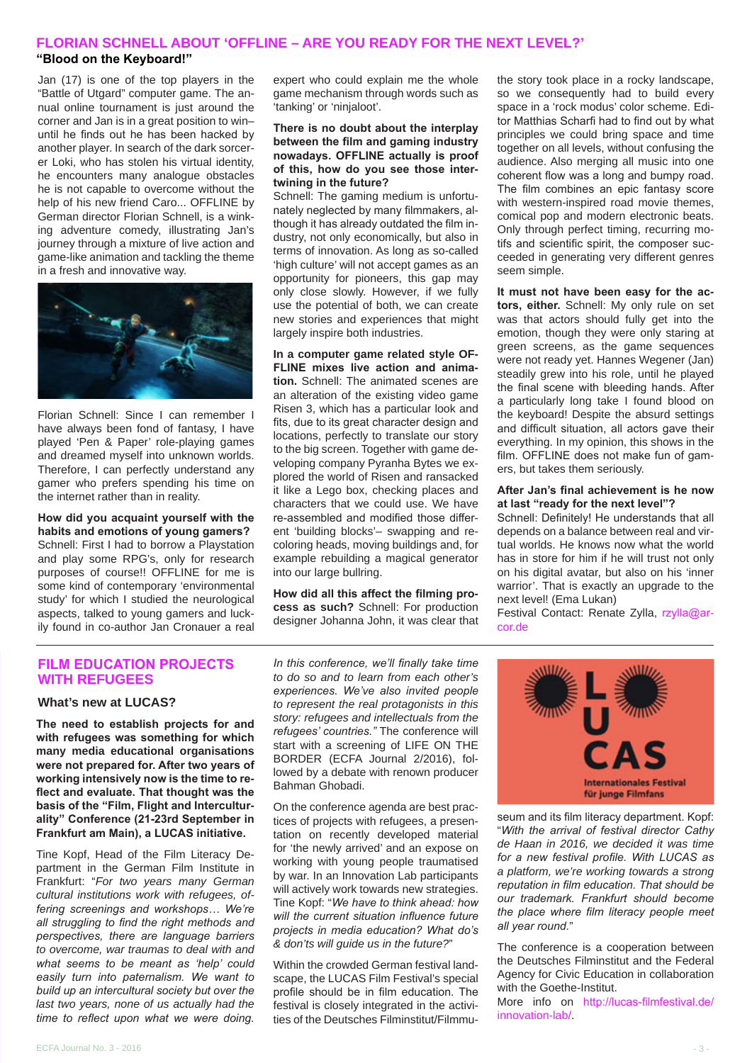## FLORIAN SCHNELL ABOUT 'OFFLINE – ARE YOU READY FOR THE NEXT LEVEL?'

### "Blood on the Keyboard!"

Jan (17) is one of the top players in the "Battle of Utgard" computer game. The annual online tournament is just around the corner and Jan is in a great position to win– until he finds out he has been hacked by another player. In search of the dark sorcerer Loki, who has stolen his virtual identity, he encounters many analogue obstacles he is not capable to overcome without the help of his new friend Caro... OFFLINE by German director Florian Schnell, is a winking adventure comedy, illustrating Jan's journey through a mixture of live action and game-like animation and tackling the theme in a fresh and innovative way.

Florian Schnell: Since I can remember I have always been fond of fantasy, I have played 'Pen & Paper' role-playing games and dreamed myself into unknown worlds. Therefore, I can perfectly understand any gamer who prefers spending his time on the internet rather than in reality.

**How did you acquaint yourself with the habits and emotions of young gamers?** Schnell: First I had to borrow a Playstation and play some RPG's, only for research purposes of course!! OFFLINE for me is some kind of contemporary 'environmental study' for which I studied the neurological aspects, talked to young gamers and luckily found in co-author Jan Cronauer a real expert who could explain me the whole game mechanism through words such as 'tanking' or 'ninjaloot'.

**There is no doubt about the interplay between the film and gaming industry nowadays. OFFLINE actually is proof of this, how do you see those intertwining in the future?** Schnell: The gaming medium is unfortunately neglected by many filmmakers, although it has already outdated the film industry, not only economically, but also in terms of innovation. As long as so-called 'high culture' will not accept games as an opportunity for pioneers, this gap may only close slowly. However, if we fully use the potential of both, we can create new stories and experiences that might largely inspire both industries.

**In a computer game related style OFFLINE mixes live action and animation.** Schnell: The animated scenes are an alteration of the existing video game Risen 3, which has a particular look and fits, due to its great character design and locations, perfectly to translate our story to the big screen. Together with game developing company Pyranha Bytes we explored the world of Risen and ransacked it like a Lego box, checking places and characters that we could use. We have re-assembled and modified those different 'building blocks'– swapping and recoloring heads, moving buildings and, for example rebuilding a magical generator into our large bullring.

**How did all this affect the filming process as such?** Schnell: For production designer Johanna John, it was clear that the story took place in a rocky landscape, so we consequently had to build every space in a 'rock modus' color scheme. Editor Matthias Scharfi had to find out by what principles we could bring space and time together on all levels, without confusing the audience. Also merging all music into one coherent flow was a long and bumpy road. The film combines an epic fantasy score with western-inspired road movie themes, comical pop and modern electronic beats. Only through perfect timing, recurring motifs and scientific spirit, the composer succeeded in generating very different genres seem simple.

**It must not have been easy for the actors, either.** Schnell: My only rule on set was that actors should fully get into the emotion, though they were only staring at green screens, as the game sequences were not ready yet. Hannes Wegener (Jan) steadily grew into his role, until he played the final scene with bleeding hands. After a particularly long take I found blood on the keyboard! Despite the absurd settings and difficult situation, all actors gave their everything. In my opinion, this shows in the film. OFFLINE does not make fun of gamers, but takes them seriously.

**After Jan's final achievement is he now at last "ready for the next level"?** Schnell: Definitely! He understands that all depends on a balance between real and virtual worlds. He knows now what the world has in store for him if he will trust not only on his digital avatar, but also on his 'inner warrior'. That is exactly an upgrade to the next level! (Ema Lukan)

Festival Contact: Renate Zylla, rzylla@arcor.de

## FILM EDUCATION PROJECTS WITH REFUGEES

### What's new at LUCAS?

**The need to establish projects for and with refugees was something for which many media educational organisations were not prepared for. After two years of working intensively now is the time to reflect and evaluate. That thought was the basis of the "Film, Flight and Interculturality" Conference (21-23rd September in Frankfurt am Main), a LUCAS initiative.**

Tine Kopf, Head of the Film Literacy Department in the German Film Institute in Frankfurt: "*For two years many German cultural institutions work with refugees, offering screenings and workshops… We're all struggling to find the right methods and perspectives, there are language barriers to overcome, war traumas to deal with and what seems to be meant as 'help' could easily turn into paternalism. We want to build up an intercultural society but over the last two years, none of us actually had the time to reflect upon what we were doing. In this conference, we'll finally take time to do so and to learn from each other's experiences. We've also invited people to represent the real protagonists in this story: refugees and intellectuals from the refugees' countries.*" The conference will start with a screening of LIFE ON THE BORDER (ECFA Journal 2/2016), followed by a debate with renown producer Bahman Ghobadi.

On the conference agenda are best practices of projects with refugees, a presentation on recently developed material for 'the newly arrived' and an expose on working with young people traumatised by war. In an Innovation Lab participants will actively work towards new strategies. Tine Kopf: "*We have to think ahead: how will the current situation influence future projects in media education? What do's & don't's will guide us in the future?*"

Within the crowded German festival landscape, the LUCAS Film Festival's special profile should be in film education. The festival is closely integrated in the activities of the Deutsches Filminstitut/Filmmuseum and its film literacy department. Kopf: "*With the arrival of festival director Cathy de Haan in 2016, we decided it was time for a new festival profile. With LUCAS as a platform, we're working towards a strong reputation in film education. That should be our trademark. Frankfurt should become the place where film literacy people meet all year round.*"

The conference is a cooperation between the Deutsches Filminstitut and the Federal Agency for Civic Education in collaboration with the Goethe-Institut.

More info on http://lucas-filmfestival.de/innovation-lab/.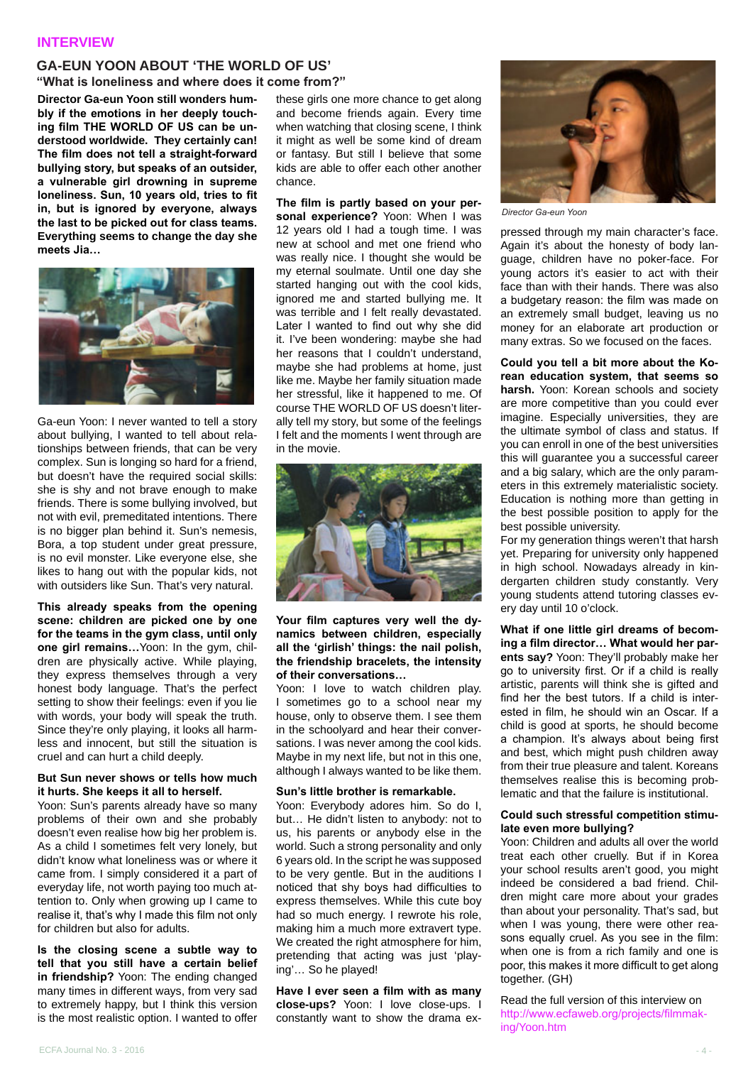**INTERVIEW**

## GA-EUN YOON ABOUT 'THE WORLD OF US'

### "What is loneliness and where does it come from?"

**Director Ga-eun Yoon still wonders humbly if the emotions in her deeply touching film THE WORLD OF US can be understood worldwide. They certainly can! The film does not tell a straight-forward bullying story, but speaks of an outsider, a vulnerable girl drowning in supreme loneliness. Sun, 10 years old, tries to fit in, but is ignored by everyone, always the last to be picked out for class teams. Everything seems to change the day she meets Jia…**

Ga-eun Yoon: I never wanted to tell a story about bullying, I wanted to tell about relationships between friends, that can be very complex. Sun is longing so hard for a friend, but doesn't have the required social skills: she is shy and not brave enough to make friends. There is some bullying involved, but not with evil, premeditated intentions. There is no bigger plan behind it. Sun's nemesis, Bora, a top student under great pressure, is no evil monster. Like everyone else, she likes to hang out with the popular kids, not with outsiders like Sun. That's very natural.

**This already speaks from the opening scene: children are picked one by one for the teams in the gym class, until only one girl remains…** Yoon: In the gym, children are physically active. While playing, they express themselves through a very honest body language. That's the perfect setting to show their feelings: even if you lie with words, your body will speak the truth. Since they're only playing, it looks all harmless and innocent, but still the situation is cruel and can hurt a child deeply.

**But Sun never shows or tells how much it hurts. She keeps it all to herself.**
Yoon: Sun's parents already have so many problems of their own and she probably doesn't even realise how big her problem is. As a child I sometimes felt very lonely, but didn't know what loneliness was or where it came from. I simply considered it a part of everyday life, not worth paying too much attention to. Only when growing up I came to realise it, that's why I made this film not only for children but also for adults.

**Is the closing scene a subtle way to tell that you still have a certain belief in friendship?** Yoon: The ending changed many times in different ways, from very sad to extremely happy, but I think this version is the most realistic option. I wanted to offer these girls one more chance to get along and become friends again. Every time when watching that closing scene, I think it might as well be some kind of dream or fantasy. But still I believe that some kids are able to offer each other another chance.

**The film is partly based on your personal experience?** Yoon: When I was 12 years old I had a tough time. I was new at school and met one friend who was really nice. I thought she would be my eternal soulmate. Until one day she started hanging out with the cool kids, ignored me and started bullying me. It was terrible and I felt really devastated. Later I wanted to find out why she did it. I've been wondering: maybe she had her reasons that I couldn't understand, maybe she had problems at home, just like me. Maybe her family situation made her stressful, like it happened to me. Of course THE WORLD OF US doesn't literally tell my story, but some of the feelings I felt and the moments I went through are in the movie.

**Your film captures very well the dynamics between children, especially all the 'girlish' things: the nail polish, the friendship bracelets, the intensity of their conversations…**
Yoon: I love to watch children play. I sometimes go to a school near my house, only to observe them. I see them in the schoolyard and hear their conversations. I was never among the cool kids. Maybe in my next life, but not in this one, although I always wanted to be like them.

**Sun's little brother is remarkable.**
Yoon: Everybody adores him. So do I, but… He didn't listen to anybody: not to us, his parents or anybody else in the world. Such a strong personality and only 6 years old. In the script he was supposed to be very gentle. But in the auditions I noticed that shy boys had difficulties to express themselves. While this cute boy had so much energy. I rewrote his role, making him a much more extravert type. We created the right atmosphere for him, pretending that acting was just 'playing'… So he played!

**Have I ever seen a film with as many close-ups?** Yoon: I love close-ups. I constantly want to show the drama expressed through my main character's face. Again it's about the honesty of body language, children have no poker-face. For young actors it's easier to act with their face than with their hands. There was also a budgetary reason: the film was made on an extremely small budget, leaving us no money for an elaborate art production or many extras. So we focused on the faces.

*Director Ga-eun Yoon*

**Could you tell a bit more about the Korean education system, that seems so harsh.** Yoon: Korean schools and society are more competitive than you could ever imagine. Especially universities, they are the ultimate symbol of class and status. If you can enroll in one of the best universities this will guarantee you a successful career and a big salary, which are the only parameters in this extremely materialistic society. Education is nothing more than getting in the best possible position to apply for the best possible university.
For my generation things weren't that harsh yet. Preparing for university only happened in high school. Nowadays already in kindergarten children study constantly. Very young students attend tutoring classes every day until 10 o'clock.

**What if one little girl dreams of becoming a film director… What would her parents say?** Yoon: They'll probably make her go to university first. Or if a child is really artistic, parents will think she is gifted and hire her the best tutors. If a child is interested in film, he should win an Oscar. If a child is good at sports, he should become a champion. It's always about being first and best, which might push children away from their true pleasure and talent. Koreans themselves realise this is becoming problematic and that the failure is institutional.

**Could such stressful competition stimulate even more bullying?**
Yoon: Children and adults all over the world treat each other cruelly. But if in Korea your school results aren't good, you might indeed be considered a bad friend. Children might care more about your grades than about your personality. That's sad, but when I was young, there were other reasons equally cruel. As you see in the film: when one is from a rich family and one is poor, this makes it more difficult to get along together. (GH)

Read the full version of this interview on http://www.ecfaweb.org/projects/filmmaking/Yoon.htm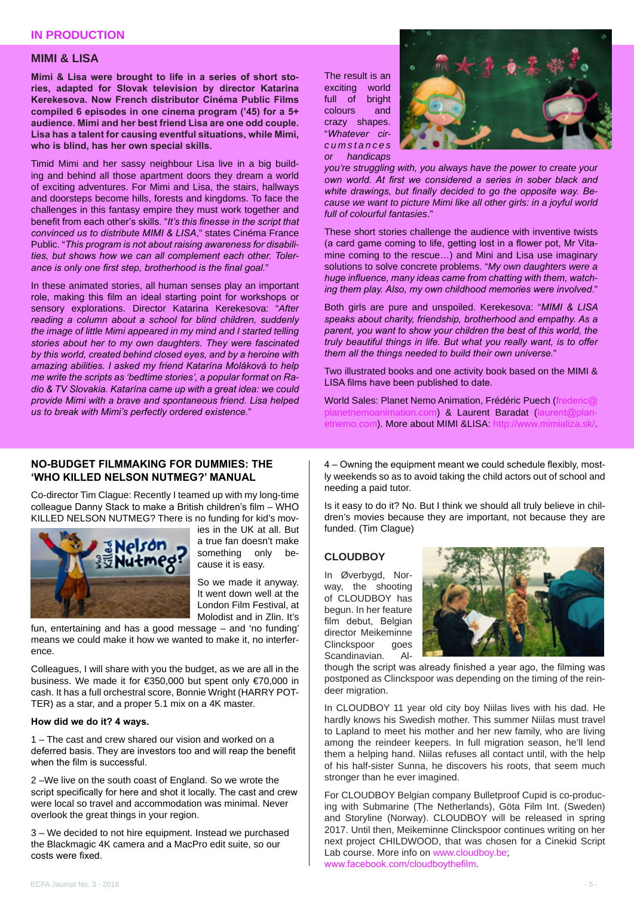## IN PRODUCTION

### MIMI & LISA

**Mimi & Lisa were brought to life in a series of short stories, adapted for Slovak television by director Katarina Kerekesova. Now French distributor Cinéma Public Films compiled 6 episodes in one cinema program ('45) for a 5+ audience. Mimi and her best friend Lisa are one odd couple. Lisa has a talent for causing eventful situations, while Mimi, who is blind, has her own special skills.**

Timid Mimi and her sassy neighbour Lisa live in a big building and behind all those apartment doors they dream a world of exciting adventures. For Mimi and Lisa, the stairs, hallways and doorsteps become hills, forests and kingdoms. To face the challenges in this fantasy empire they must work together and benefit from each other's skills. "*It's this finesse in the script that convinced us to distribute MIMI & LISA*," states Cinéma France Public. "*This program is not about raising awareness for disabilities, but shows how we can all complement each other. Tolerance is only one first step, brotherhood is the final goal.*"

In these animated stories, all human senses play an important role, making this film an ideal starting point for workshops or sensory explorations. Director Katarina Kerekesova: "*After reading a column about a school for blind children, suddenly the image of little Mimi appeared in my mind and I started telling stories about her to my own daughters. They were fascinated by this world, created behind closed eyes, and by a heroine with amazing abilities. I asked my friend Katarína Moláková to help me write the scripts as 'bedtime stories', a popular format on Radio & TV Slovakia. Katarína came up with a great idea: we could provide Mimi with a brave and spontaneous friend. Lisa helped us to break with Mimi's perfectly ordered existence.*"

The result is an exciting world full of bright colours and crazy shapes. "*Whatever circumstances or handicaps you're struggling with, you always have the power to create your own world. At first we considered a series in sober black and white drawings, but finally decided to go the opposite way. Because we want to picture Mimi like all other girls: in a joyful world full of colourful fantasies.*"

These short stories challenge the audience with inventive twists (a card game coming to life, getting lost in a flower pot, Mr Vitamine coming to the rescue…) and Mini and Lisa use imaginary solutions to solve concrete problems. "*My own daughters were a huge influence, many ideas came from chatting with them, watching them play. Also, my own childhood memories were involved.*"

Both girls are pure and unspoiled. Kerekesova: "*MIMI & LISA speaks about charity, friendship, brotherhood and empathy. As a parent, you want to show your children the best of this world, the truly beautiful things in life. But what you really want, is to offer them all the things needed to build their own universe.*"

Two illustrated books and one activity book based on the MIMI & LISA films have been published to date.

World Sales: Planet Nemo Animation, Frédéric Puech (frederic@planetnemoanimation.com) & Laurent Baradat (laurent@planetnemo.com). More about MIMI &LISA: http://www.mimializa.sk/.

### NO-BUDGET FILMMAKING FOR DUMMIES: THE 'WHO KILLED NELSON NUTMEG?' MANUAL

Co-director Tim Clague: Recently I teamed up with my long-time colleague Danny Stack to make a British children's film – WHO KILLED NELSON NUTMEG? There is no funding for kid's movies in the UK at all. But a true fan doesn't make something only because it is easy.

So we made it anyway. It went down well at the London Film Festival, at Molodist and in Zlin. It's fun, entertaining and has a good message – and 'no funding' means we could make it how we wanted to make it, no interference.

Colleagues, I will share with you the budget, as we are all in the business. We made it for €350,000 but spent only €70,000 in cash. It has a full orchestral score, Bonnie Wright (HARRY POTTER) as a star, and a proper 5.1 mix on a 4K master.

**How did we do it? 4 ways.**

1 – The cast and crew shared our vision and worked on a deferred basis. They are investors too and will reap the benefit when the film is successful.

2 –We live on the south coast of England. So we wrote the script specifically for here and shot it locally. The cast and crew were local so travel and accommodation was minimal. Never overlook the great things in your region.

3 – We decided to not hire equipment. Instead we purchased the Blackmagic 4K camera and a MacPro edit suite, so our costs were fixed.

4 – Owning the equipment meant we could schedule flexibly, mostly weekends so as to avoid taking the child actors out of school and needing a paid tutor.

Is it easy to do it? No. But I think we should all truly believe in children's movies because they are important, not because they are funded. (Tim Clague)

### CLOUDBOY

In Øverbygd, Norway, the shooting of CLOUDBOY has begun. In her feature film debut, Belgian director Meikeminne Clinckspoor goes Scandinavian. Although the script was already finished a year ago, the filming was postponed as Clinckspoor was depending on the timing of the reindeer migration.

In CLOUDBOY 11 year old city boy Niilas lives with his dad. He hardly knows his Swedish mother. This summer Niilas must travel to Lapland to meet his mother and her new family, who are living among the reindeer keepers. In full migration season, he'll lend them a helping hand. Niilas refuses all contact until, with the help of his half-sister Sunna, he discovers his roots, that seem much stronger than he ever imagined.

For CLOUDBOY Belgian company Bulletproof Cupid is co-producing with Submarine (The Netherlands), Göta Film Int. (Sweden) and Storyline (Norway). CLOUDBOY will be released in spring 2017. Until then, Meikeminne Clinckspoor continues writing on her next project CHILDWOOD, that was chosen for a Cinekid Script Lab course. More info on www.cloudboy.be; www.facebook.com/cloudboythefilm.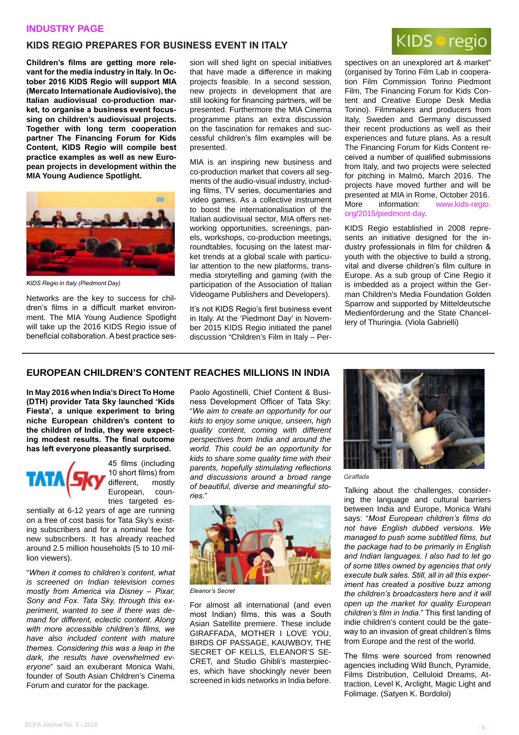INDUSTRY PAGE

## KIDS REGIO PREPARES FOR BUSINESS EVENT IN ITALY

**Children's films are getting more relevant for the media industry in Italy. In October 2016 KIDS Regio will support MIA (Mercato Internationale Audiovisivo), the Italian audiovisual co-production market, to organise a business event focussing on children's audiovisual projects. Together with long term cooperation partner The Financing Forum for Kids Content, KIDS Regio will compile best practice examples as well as new European projects in development within the MIA Young Audience Spotlight.**

*KIDS Regio in Italy (Piedmont Day)*

Networks are the key to success for children's films in a difficult market environment. The MIA Young Audience Spotlight will take up the 2016 KIDS Regio issue of beneficial collaboration. A best practice session will shed light on special initiatives that have made a difference in making projects feasible. In a second session, new projects in development that are still looking for financing partners, will be presented. Furthermore the MIA Cinema programme plans an extra discussion on the fascination for remakes and successful children's film examples will be presented.

MIA is an inspiring new business and co-production market that covers all segments of the audio-visual industry, including films, TV series, documentaries and video games. As a collective instrument to boost the internationalisation of the Italian audiovisual sector, MIA offers networking opportunities, screenings, panels, workshops, co-production meetings, roundtables, focusing on the latest market trends at a global scale with particular attention to the new platforms, transmedia storytelling and gaming (with the participation of the Association of Italian Videogame Publishers and Developers).

It's not KIDS Regio's first business event in Italy. At the 'Piedmont Day' in November 2015 KIDS Regio initiated the panel discussion "Children's Film in Italy – Perspectives on an unexplored art & market" (organised by Torino Film Lab in cooperation Film Commission Torino Piedmont Film, The Financing Forum for Kids Content and Creative Europe Desk Media Torino). Filmmakers and producers from Italy, Sweden and Germany discussed their recent productions as well as their experiences and future plans. As a result The Financing Forum for Kids Content received a number of qualified submissions from Italy, and two projects were selected for pitching in Malmö, March 2016. The projects have moved further and will be presented at MIA in Rome, October 2016. More information: www.kids-regio.org/2015/piedmont-day.

KIDS Regio established in 2008 represents an initiative designed for the industry professionals in film for children & youth with the objective to build a strong, vital and diverse children's film culture in Europe. As a sub group of Cine Regio it is imbedded as a project within the German Children's Media Foundation Golden Sparrow and supported by Mitteldeutsche Medienförderung and the State Chancellery of Thuringia. (Viola Gabrielli)

## EUROPEAN CHILDREN'S CONTENT REACHES MILLIONS IN INDIA

**In May 2016 when India's Direct To Home (DTH) provider Tata Sky launched 'Kids Fiesta', a unique experiment to bring niche European children's content to the children of India, they were expecting modest results. The final outcome has left everyone pleasantly surprised.**

45 films (including 10 short films) from different, mostly European, countries targeted essentially at 6-12 years of age are running on a free of cost basis for Tata Sky's existing subscribers and for a nominal fee for new subscribers. It has already reached around 2.5 million households (5 to 10 million viewers).

"*When it comes to children's content, what is screened on Indian television comes mostly from America via Disney – Pixar, Sony and Fox. Tata Sky, through this experiment, wanted to see if there was demand for different, eclectic content. Along with more accessible children's films, we have also included content with mature themes. Considering this was a leap in the dark, the results have overwhelmed everyone*" said an exuberant Monica Wahi, founder of South Asian Children's Cinema Forum and curator for the package.

Paolo Agostinelli, Chief Content & Business Development Officer of Tata Sky: "*We aim to create an opportunity for our kids to enjoy some unique, unseen, high quality content, coming with different perspectives from India and around the world. This could be an opportunity for kids to share some quality time with their parents, hopefully stimulating reflections and discussions around a broad range of beautiful, diverse and meaningful stories.*"

*Eleanor's Secret*

For almost all international (and even most Indian) films, this was a South Asian Satellite premiere. These include GIRAFFADA, MOTHER I LOVE YOU, BIRDS OF PASSAGE, KAUWBOY, THE SECRET OF KELLS, ELEANOR'S SECRET, and Studio Ghibli's masterpieces, which have shockingly never been screened in kids networks in India before.

*Giraffada*

Talking about the challenges, considering the language and cultural barriers between India and Europe, Monica Wahi says: "*Most European children's films do not have English dubbed versions. We managed to push some subtitled films, but the package had to be primarily in English and Indian languages. I also had to let go of some titles owned by agencies that only execute bulk sales. Still, all in all this experiment has created a positive buzz among the children's broadcasters here and it will open up the market for quality European children's film in India.*" This first landing of indie children's content could be the gateway to an invasion of great children's films from Europe and the rest of the world.

The films were sourced from renowned agencies including Wild Bunch, Pyramide, Films Distribution, Celluloid Dreams, Attraction, Level K, Arclight, Magic Light and Folimage. (Satyen K. Bordoloi)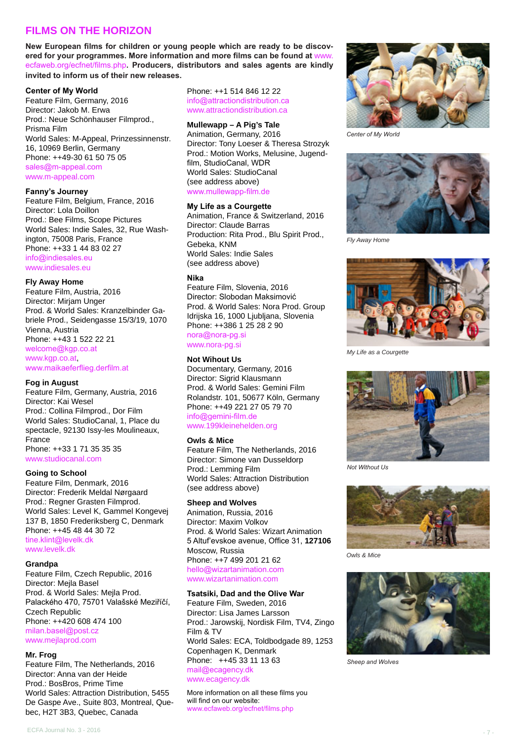## FILMS ON THE HORIZON

**New European films for children or young people which are ready to be discovered for your programmes. More information and more films can be found at www.ecfaweb.org/ecfnet/films.php. Producers, distributors and sales agents are kindly invited to inform us of their new releases.**

**Center of My World**
Feature Film, Germany, 2016
Director: Jakob M. Erwa
Prod.: Neue Schönhauser Filmprod., Prisma Film
World Sales: M-Appeal, Prinzessinnenstr. 16, 10969 Berlin, Germany
Phone: ++49-30 61 50 75 05
sales@m-appeal.com
www.m-appeal.com

**Fanny's Journey**
Feature Film, Belgium, France, 2016
Director: Lola Doillon
Prod.: Bee Films, Scope Pictures
World Sales: Indie Sales, 32, Rue Washington, 75008 Paris, France
Phone: ++33 1 44 83 02 27
info@indiesales.eu
www.indiesales.eu

**Fly Away Home**
Feature Film, Austria, 2016
Director: Mirjam Unger
Prod. & World Sales: Kranzelbinder Gabriele Prod., Seidengasse 15/3/19, 1070 Vienna, Austria
Phone: ++43 1 522 22 21
welcome@kgp.co.at
www.kgp.co.at,
www.maikaeferflieg.derfilm.at

**Fog in August**
Feature Film, Germany, Austria, 2016
Director: Kai Wesel
Prod.: Collina Filmprod., Dor Film
World Sales: StudioCanal, 1, Place du spectacle, 92130 Issy-les Moulineaux, France
Phone: ++33 1 71 35 35 35
www.studiocanal.com

**Going to School**
Feature Film, Denmark, 2016
Director: Frederik Meldal Nørgaard
Prod.: Regner Grasten Filmprod.
World Sales: Level K, Gammel Kongevej 137 B, 1850 Frederiksberg C, Denmark
Phone: ++45 48 44 30 72
tine.klint@levelk.dk
www.levelk.dk

**Grandpa**
Feature Film, Czech Republic, 2016
Director: Mejla Basel
Prod. & World Sales: Mejla Prod. Palackého 470, 75701 Valašské Meziříčí, Czech Republic
Phone: ++420 608 474 100
milan.basel@post.cz
www.mejlaprod.com

**Mr. Frog**
Feature Film, The Netherlands, 2016
Director: Anna van der Heide
Prod.: BosBros, Prime Time
World Sales: Attraction Distribution, 5455 De Gaspe Ave., Suite 803, Montreal, Quebec, H2T 3B3, Quebec, Canada
Phone: ++1 514 846 12 22
info@attractiondistribution.ca
www.attractiondistribution.ca

**Mullewapp – A Pig's Tale**
Animation, Germany, 2016
Director: Tony Loeser & Theresa Strozyk
Prod.: Motion Works, Melusine, Jugendfilm, StudioCanal, WDR
World Sales: StudioCanal
(see address above)
www.mullewapp-film.de

**My Life as a Courgette**
Animation, France & Switzerland, 2016
Director: Claude Barras
Production: Rita Prod., Blu Spirit Prod., Gebeka, KNM
World Sales: Indie Sales
(see address above)

**Nika**
Feature Film, Slovenia, 2016
Director: Slobodan Maksimović
Prod. & World Sales: Nora Prod. Group Idrijska 16, 1000 Ljubljana, Slovenia
Phone: ++386 1 25 28 2 90
nora@nora-pg.si
www.nora-pg.si

**Not Wihout Us**
Documentary, Germany, 2016
Director: Sigrid Klausmann
Prod. & World Sales: Gemini Film Rolandstr. 101, 50677 Köln, Germany
Phone: ++49 221 27 05 79 70
info@gemini-film.de
www.199kleinehelden.org

**Owls & Mice**
Feature Film, The Netherlands, 2016
Director: Simone van Dusseldorp
Prod.: Lemming Film
World Sales: Attraction Distribution
(see address above)

**Sheep and Wolves**
Animation, Russia, 2016
Director: Maxim Volkov
Prod. & World Sales: Wizart Animation
5 Altuf'evskoe avenue, Office 31, **127106** Moscow, Russia
Phone: ++7 499 201 21 62
hello@wizartanimation.com
www.wizartanimation.com

**Tsatsiki, Dad and the Olive War**
Feature Film, Sweden, 2016
Director: Lisa James Larsson
Prod.: Jarowskij, Nordisk Film, TV4, Zingo Film & TV
World Sales: ECA, Toldbodgade 89, 1253 Copenhagen K, Denmark
Phone: ++45 33 11 13 63
mail@ecagency.dk
www.ecagency.dk

More information on all these films you will find on our website:
www.ecfaweb.org/ecfnet/films.php

*Center of My World*

*Fly Away Home*

*My Life as a Courgette*

*Not Without Us*

*Owls & Mice*

*Sheep and Wolves*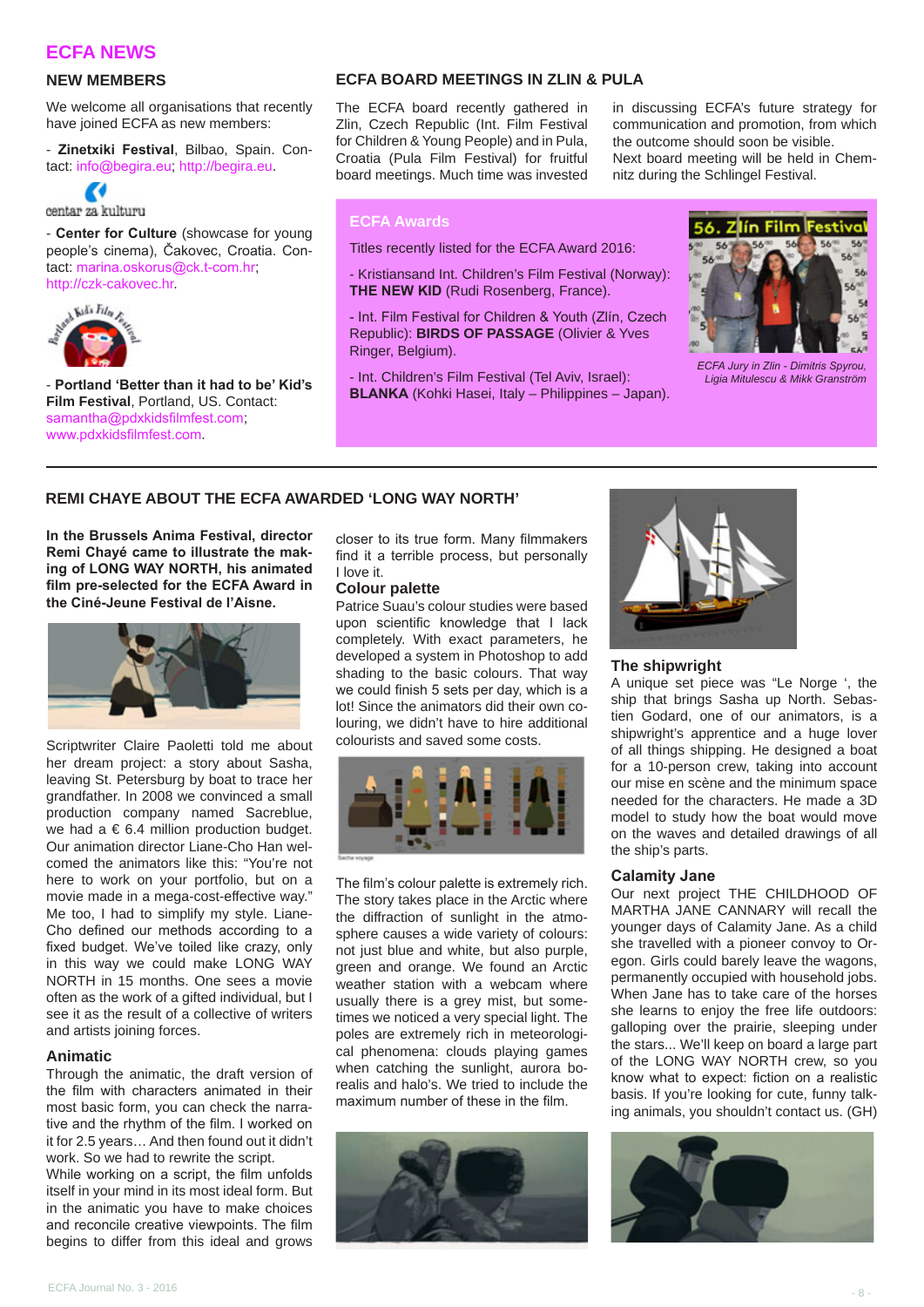# ECFA NEWS

## NEW MEMBERS

We welcome all organisations that recently have joined ECFA as new members:

- **Zinetxiki Festival**, Bilbao, Spain. Contact: info@begira.eu; http://begira.eu.

- **Center for Culture** (showcase for young people's cinema), Čakovec, Croatia. Contact: marina.oskorus@ck.t-com.hr; http://czk-cakovec.hr.

- **Portland 'Better than it had to be' Kid's Film Festival**, Portland, US. Contact: samantha@pdxkidsfilmfest.com; www.pdxkidsfilmfest.com.

## ECFA BOARD MEETINGS IN ZLIN & PULA

The ECFA board recently gathered in Zlin, Czech Republic (Int. Film Festival for Children & Young People) and in Pula, Croatia (Pula Film Festival) for fruitful board meetings. Much time was invested in discussing ECFA's future strategy for communication and promotion, from which the outcome should soon be visible.
Next board meeting will be held in Chemnitz during the Schlingel Festival.

### ECFA Awards

Titles recently listed for the ECFA Award 2016:

- Kristiansand Int. Children's Film Festival (Norway): **THE NEW KID** (Rudi Rosenberg, France).

- Int. Film Festival for Children & Youth (Zlín, Czech Republic): **BIRDS OF PASSAGE** (Olivier & Yves Ringer, Belgium).

- Int. Children's Film Festival (Tel Aviv, Israel): **BLANKA** (Kohki Hasei, Italy – Philippines – Japan).

*ECFA Jury in Zlin - Dimitris Spyrou, Ligia Mitulescu & Mikk Granström*

## REMI CHAYE ABOUT THE ECFA AWARDED 'LONG WAY NORTH'

**In the Brussels Anima Festival, director Remi Chayé came to illustrate the making of LONG WAY NORTH, his animated film pre-selected for the ECFA Award in the Ciné-Jeune Festival de l'Aisne.**

Scriptwriter Claire Paoletti told me about her dream project: a story about Sasha, leaving St. Petersburg by boat to trace her grandfather. In 2008 we convinced a small production company named Sacreblue, we had a € 6.4 million production budget. Our animation director Liane-Cho Han welcomed the animators like this: "You're not here to work on your portfolio, but on a movie made in a mega-cost-effective way." Me too, I had to simplify my style. Liane-Cho defined our methods according to a fixed budget. We've toiled like crazy, only in this way we could make LONG WAY NORTH in 15 months. One sees a movie often as the work of a gifted individual, but I see it as the result of a collective of writers and artists joining forces.

### Animatic

Through the animatic, the draft version of the film with characters animated in their most basic form, you can check the narrative and the rhythm of the film. I worked on it for 2.5 years… And then found out it didn't work. So we had to rewrite the script.
While working on a script, the film unfolds itself in your mind in its most ideal form. But in the animatic you have to make choices and reconcile creative viewpoints. The film begins to differ from this ideal and grows closer to its true form. Many filmmakers find it a terrible process, but personally I love it.

### Colour palette

Patrice Suau's colour studies were based upon scientific knowledge that I lack completely. With exact parameters, he developed a system in Photoshop to add shading to the basic colours. That way we could finish 5 sets per day, which is a lot! Since the animators did their own colouring, we didn't have to hire additional colourists and saved some costs.

The film's colour palette is extremely rich. The story takes place in the Arctic where the diffraction of sunlight in the atmosphere causes a wide variety of colours: not just blue and white, but also purple, green and orange. We found an Arctic weather station with a webcam where usually there is a grey mist, but sometimes we noticed a very special light. The poles are extremely rich in meteorological phenomena: clouds playing games when catching the sunlight, aurora borealis and halo's. We tried to include the maximum number of these in the film.

### The shipwright

A unique set piece was "Le Norge ', the ship that brings Sasha up North. Sebastien Godard, one of our animators, is a shipwright's apprentice and a huge lover of all things shipping. He designed a boat for a 10-person crew, taking into account our mise en scène and the minimum space needed for the characters. He made a 3D model to study how the boat would move on the waves and detailed drawings of all the ship's parts.

### Calamity Jane

Our next project THE CHILDHOOD OF MARTHA JANE CANNARY will recall the younger days of Calamity Jane. As a child she travelled with a pioneer convoy to Oregon. Girls could barely leave the wagons, permanently occupied with household jobs. When Jane has to take care of the horses she learns to enjoy the free life outdoors: galloping over the prairie, sleeping under the stars... We'll keep on board a large part of the LONG WAY NORTH crew, so you know what to expect: fiction on a realistic basis. If you're looking for cute, funny talking animals, you shouldn't contact us. (GH)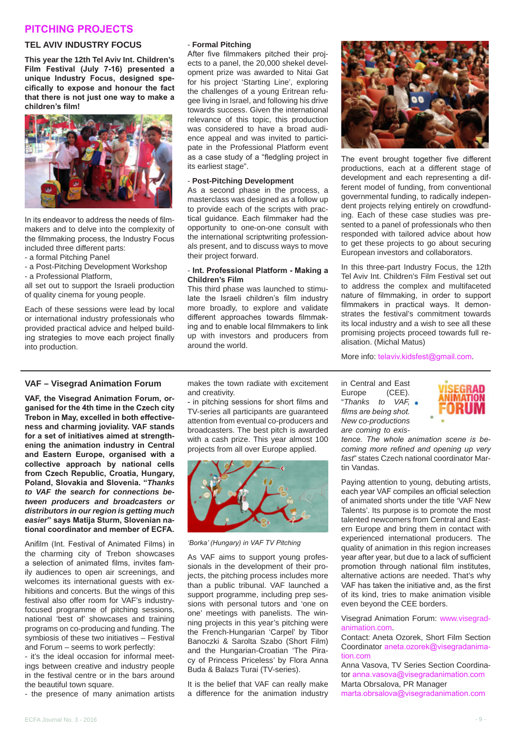# PITCHING PROJECTS

## TEL AVIV INDUSTRY FOCUS

**This year the 12th Tel Aviv Int. Children's Film Festival (July 7-16) presented a unique Industry Focus, designed specifically to expose and honour the fact that there is not just one way to make a children's film!**

In its endeavor to address the needs of filmmakers and to delve into the complexity of the filmmaking process, the Industry Focus included three different parts:
- a formal Pitching Panel
- a Post-Pitching Development Workshop
- a Professional Platform,

all set out to support the Israeli production of quality cinema for young people.

Each of these sessions were lead by local or international industry professionals who provided practical advice and helped building strategies to move each project finally into production.

**- Formal Pitching**

After five filmmakers pitched their projects to a panel, the 20,000 shekel development prize was awarded to Nitai Gat for his project 'Starting Line', exploring the challenges of a young Eritrean refugee living in Israel, and following his drive towards success. Given the international relevance of this topic, this production was considered to have a broad audience appeal and was invited to participate in the Professional Platform event as a case study of a "fledgling project in its earliest stage".

**- Post-Pitching Development**

As a second phase in the process, a masterclass was designed as a follow up to provide each of the scripts with practical guidance. Each filmmaker had the opportunity to one-on-one consult with the international scriptwriting professionals present, and to discuss ways to move their project forward.

**- Int. Professional Platform - Making a Children's Film**

This third phase was launched to stimulate the Israeli children's film industry more broadly, to explore and validate different approaches towards filmmaking and to enable local filmmakers to link up with investors and producers from around the world.

The event brought together five different productions, each at a different stage of development and each representing a different model of funding, from conventional governmental funding, to radically independent projects relying entirely on crowdfunding. Each of these case studies was presented to a panel of professionals who then responded with tailored advice about how to get these projects to go about securing European investors and collaborators.

In this three-part Industry Focus, the 12th Tel Aviv Int. Children's Film Festival set out to address the complex and multifaceted nature of filmmaking, in order to support filmmakers in practical ways. It demonstrates the festival's commitment towards its local industry and a wish to see all these promising projects proceed towards full realisation. (Michal Matus)

More info: telaviv.kidsfest@gmail.com.

## VAF – Visegrad Animation Forum

**VAF, the Visegrad Animation Forum, organised for the 4th time in the Czech city Trebon in May, excelled in both effectiveness and charming joviality. VAF stands for a set of initiatives aimed at strengthening the animation industry in Central and Eastern Europe, organised with a collective approach by national cells from Czech Republic, Croatia, Hungary, Poland, Slovakia and Slovenia. "*Thanks to VAF the search for connections between producers and broadcasters or distributors in our region is getting much easier*" says Matija Sturm, Slovenian national coordinator and member of ECFA.**

Anifilm (Int. Festival of Animated Films) in the charming city of Trebon showcases a selection of animated films, invites family audiences to open air screenings, and welcomes its international guests with exhibitions and concerts. But the wings of this festival also offer room for VAF's industry-focused programme of pitching sessions, national 'best of' showcases and training programs on co-producing and funding. The symbiosis of these two initiatives – Festival and Forum – seems to work perfectly:
- it's the ideal occasion for informal meetings between creative and industry people in the festival centre or in the bars around the beautiful town square.
- the presence of many animation artists makes the town radiate with excitement and creativity.
- in pitching sessions for short films and TV-series all participants are guaranteed attention from eventual co-producers and broadcasters. The best pitch is awarded with a cash prize. This year almost 100 projects from all over Europe applied.

*'Borka' (Hungary) in VAF TV Pitching*

As VAF aims to support young professionals in the development of their projects, the pitching process includes more than a public tribunal. VAF launched a support programme, including prep sessions with personal tutors and 'one on one' meetings with panelists. The winning projects in this year's pitching were the French-Hungarian 'Carpel' by Tibor Banoczki & Sarolta Szabo (Short Film) and the Hungarian-Croatian 'The Piracy of Princess Priceless' by Flora Anna Buda & Balazs Turai (TV-series).

It is the belief that VAF can really make a difference for the animation industry in Central and East Europe (CEE). "*Thanks to VAF, films are being shot. New co-productions are coming to existence. The whole animation scene is becoming more refined and opening up very fast*" states Czech national coordinator Martin Vandas.

Paying attention to young, debuting artists, each year VAF compiles an official selection of animated shorts under the title 'VAF New Talents'. Its purpose is to promote the most talented newcomers from Central and Eastern Europe and bring them in contact with experienced international producers. The quality of animation in this region increases year after year, but due to a lack of sufficient promotion through national film institutes, alternative actions are needed. That's why VAF has taken the initiative and, as the first of its kind, tries to make animation visible even beyond the CEE borders.

Visegrad Animation Forum: www.visegrad-animation.com.
Contact: Aneta Ozorek, Short Film Section Coordinator aneta.ozorek@visegradanimation.com
Anna Vasova, TV Series Section Coordinator anna.vasova@visegradanimation.com
Marta Obrsalova, PR Manager
marta.obrsalova@visegradanimation.com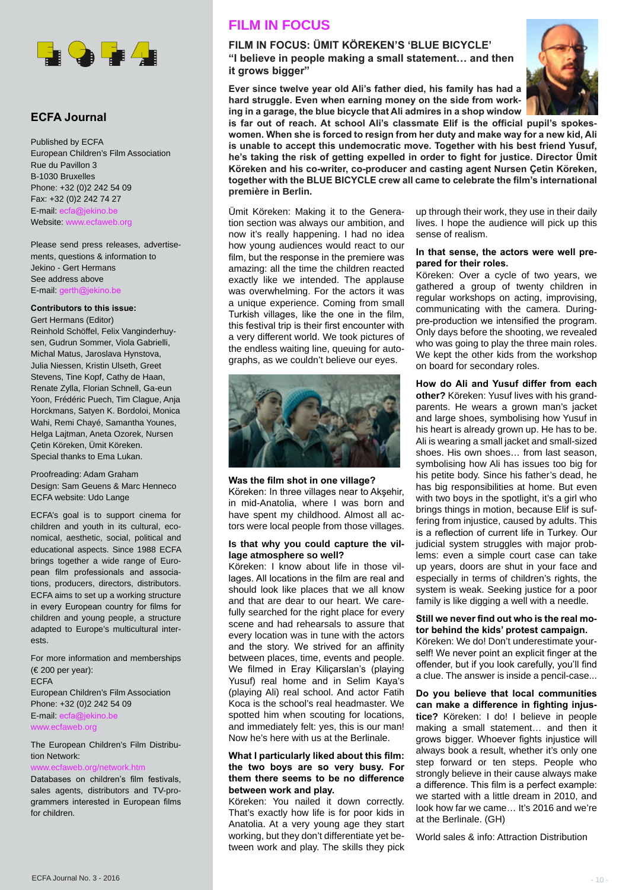## ECFA Journal

Published by ECFA
European Children's Film Association
Rue du Pavillon 3
B-1030 Bruxelles
Phone: +32 (0)2 242 54 09
Fax: +32 (0)2 242 74 27
E-mail: ecfa@jekino.be
Website: www.ecfaweb.org

Please send press releases, advertisements, questions & information to
Jekino - Gert Hermans
See address above
E-mail: gerth@jekino.be

**Contributors to this issue:**
Gert Hermans (Editor)
Reinhold Schöffel, Felix Vanginderhuysen, Gudrun Sommer, Viola Gabrielli, Michal Matus, Jaroslava Hynstova, Julia Niessen, Kristin Ulseth, Greet Stevens, Tine Kopf, Cathy de Haan, Renate Zylla, Florian Schnell, Ga-eun Yoon, Frédéric Puech, Tim Clague, Anja Horckmans, Satyen K. Bordoloi, Monica Wahi, Remi Chayé, Samantha Younes, Helga Lajtman, Aneta Ozorek, Nursen Çetin Köreken, Ümit Köreken.
Special thanks to Ema Lukan.

Proofreading: Adam Graham
Design: Sam Geuens & Marc Henneco
ECFA website: Udo Lange

ECFA's goal is to support cinema for children and youth in its cultural, economical, aesthetic, social, political and educational aspects. Since 1988 ECFA brings together a wide range of European film professionals and associations, producers, directors, distributors. ECFA aims to set up a working structure in every European country for films for children and young people, a structure adapted to Europe's multicultural interests.

For more information and memberships (€ 200 per year):
ECFA
European Children's Film Association
Phone: +32 (0)2 242 54 09
E-mail: ecfa@jekino.be
www.ecfaweb.org

The European Children's Film Distribution Network:
www.ecfaweb.org/network.htm
Databases on children's film festivals, sales agents, distributors and TV-programmers interested in European films for children.

# FILM IN FOCUS

### FILM IN FOCUS: ÜMIT KÖREKEN'S 'BLUE BICYCLE'
### "I believe in people making a small statement… and then it grows bigger"

**Ever since twelve year old Ali's father died, his family has had a hard struggle. Even when earning money on the side from working in a garage, the blue bicycle that Ali admires in a shop window is far out of reach. At school Ali's classmate Elif is the official pupil's spokeswomen. When she is forced to resign from her duty and make way for a new kid, Ali is unable to accept this undemocratic move. Together with his best friend Yusuf, he's taking the risk of getting expelled in order to fight for justice. Director Ümit Köreken and his co-writer, co-producer and casting agent Nursen Çetin Köreken, together with the BLUE BICYCLE crew all came to celebrate the film's international première in Berlin.**

Ümit Köreken: Making it to the Generation section was always our ambition, and now it's really happening. I had no idea how young audiences would react to our film, but the response in the premiere was amazing: all the time the children reacted exactly like we intended. The applause was overwhelming. For the actors it was a unique experience. Coming from small Turkish villages, like the one in the film, this festival trip is their first encounter with a very different world. We took pictures of the endless waiting line, queuing for autographs, as we couldn't believe our eyes.

**Was the film shot in one village?**
Köreken: In three villages near to Akşehir, in mid-Anatolia, where I was born and have spent my childhood. Almost all actors were local people from those villages.

**Is that why you could capture the village atmosphere so well?**
Köreken: I know about life in those villages. All locations in the film are real and should look like places that we all know and that are dear to our heart. We carefully searched for the right place for every scene and had rehearsals to assure that every location was in tune with the actors and the story. We strived for an affinity between places, time, events and people. We filmed in Eray Kiliçarslan's (playing Yusuf) real home and in Selim Kaya's (playing Ali) real school. And actor Fatih Koca is the school's real headmaster. We spotted him when scouting for locations, and immediately felt: yes, this is our man! Now he's here with us at the Berlinale.

**What I particularly liked about this film: the two boys are so very busy. For them there seems to be no difference between work and play.**
Köreken: You nailed it down correctly. That's exactly how life is for poor kids in Anatolia. At a very young age they start working, but they don't differentiate yet between work and play. The skills they pick up through their work, they use in their daily lives. I hope the audience will pick up this sense of realism.

**In that sense, the actors were well prepared for their roles.**
Köreken: Over a cycle of two years, we gathered a group of twenty children in regular workshops on acting, improvising, communicating with the camera. During pre-production we intensified the program. Only days before the shooting, we revealed who was going to play the three main roles. We kept the other kids from the workshop on board for secondary roles.

**How do Ali and Yusuf differ from each other?** Köreken: Yusuf lives with his grandparents. He wears a grown man's jacket and large shoes, symbolising how Yusuf in his heart is already grown up. He has to be. Ali is wearing a small jacket and small-sized shoes. His own shoes… from last season, symbolising how Ali has issues too big for his petite body. Since his father's dead, he has big responsibilities at home. But even with two boys in the spotlight, it's a girl who brings things in motion, because Elif is suffering from injustice, caused by adults. This is a reflection of current life in Turkey. Our judicial system struggles with major problems: even a simple court case can take up years, doors are shut in your face and especially in terms of children's rights, the system is weak. Seeking justice for a poor family is like digging a well with a needle.

**Still we never find out who is the real motor behind the kids' protest campaign.**
Köreken: We do! Don't underestimate yourself! We never point an explicit finger at the offender, but if you look carefully, you'll find a clue. The answer is inside a pencil-case...

**Do you believe that local communities can make a difference in fighting injustice?** Köreken: I do! I believe in people making a small statement… and then it grows bigger. Whoever fights injustice will always book a result, whether it's only one step forward or ten steps. People who strongly believe in their cause always make a difference. This film is a perfect example: we started with a little dream in 2010, and look how far we came… It's 2016 and we're at the Berlinale. (GH)

World sales & info: Attraction Distribution